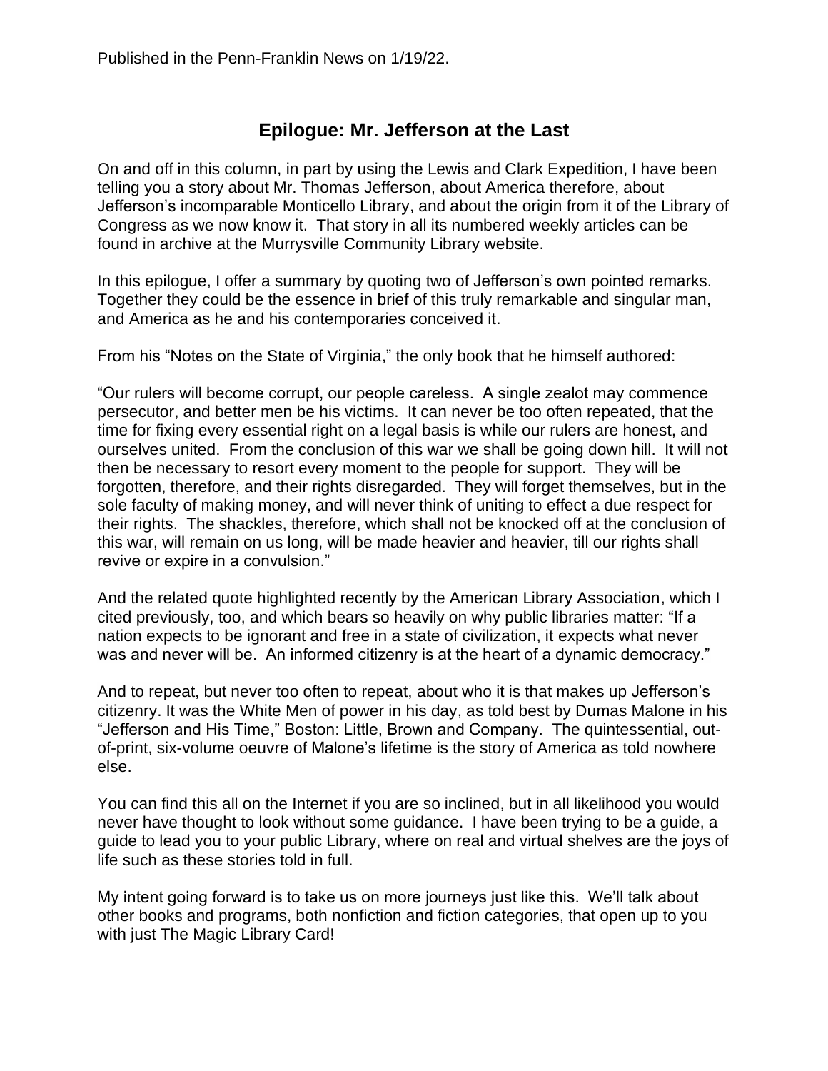Published in the Penn-Franklin News on 1/19/22.

# Epilogue: Mr. Jefferson at the Last

On and off in this column, in part by using the Lewis and Clark Expedition, I have been telling you a story about Mr. Thomas Jefferson, about America therefore, about Jefferson's incomparable Monticello Library, and about the origin from it of the Library of Congress as we now know it. That story in all its numbered weekly articles can be found in archive at the Murrysville Community Library website.

In this epilogue, I offer a summary by quoting two of Jefferson's own pointed remarks. Together they could be the essence in brief of this truly remarkable and singular man, and America as he and his contemporaries conceived it.

From his "Notes on the State of Virginia," the only book that he himself authored:

"Our rulers will become corrupt, our people careless. A single zealot may commence persecutor, and better men be his victims. It can never be too often repeated, that the time for fixing every essential right on a legal basis is while our rulers are honest, and ourselves united. From the conclusion of this war we shall be going down hill. It will not then be necessary to resort every moment to the people for support. They will be forgotten, therefore, and their rights disregarded. They will forget themselves, but in the sole faculty of making money, and will never think of uniting to effect a due respect for their rights. The shackles, therefore, which shall not be knocked off at the conclusion of this war, will remain on us long, will be made heavier and heavier, till our rights shall revive or expire in a convulsion."

And the related quote highlighted recently by the American Library Association, which I cited previously, too, and which bears so heavily on why public libraries matter: "If a nation expects to be ignorant and free in a state of civilization, it expects what never was and never will be. An informed citizenry is at the heart of a dynamic democracy."

And to repeat, but never too often to repeat, about who it is that makes up Jefferson's citizenry. It was the White Men of power in his day, as told best by Dumas Malone in his "Jefferson and His Time," Boston: Little, Brown and Company. The quintessential, out-of-print, six-volume oeuvre of Malone's lifetime is the story of America as told nowhere else.

You can find this all on the Internet if you are so inclined, but in all likelihood you would never have thought to look without some guidance. I have been trying to be a guide, a guide to lead you to your public Library, where on real and virtual shelves are the joys of life such as these stories told in full.

My intent going forward is to take us on more journeys just like this. We'll talk about other books and programs, both nonfiction and fiction categories, that open up to you with just The Magic Library Card!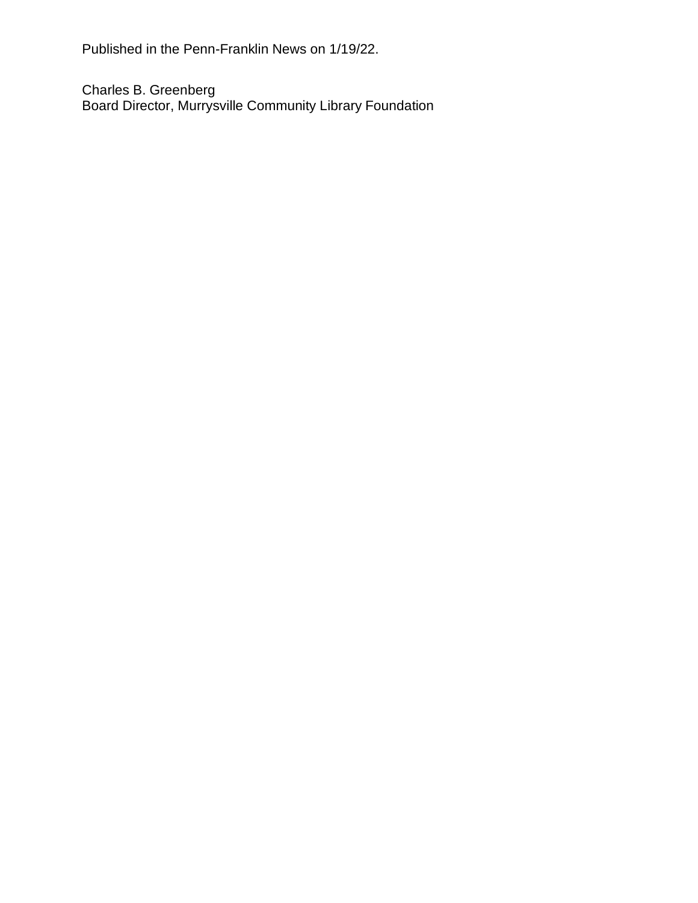Published in the Penn-Franklin News on 1/19/22.

Charles B. Greenberg
Board Director, Murrysville Community Library Foundation